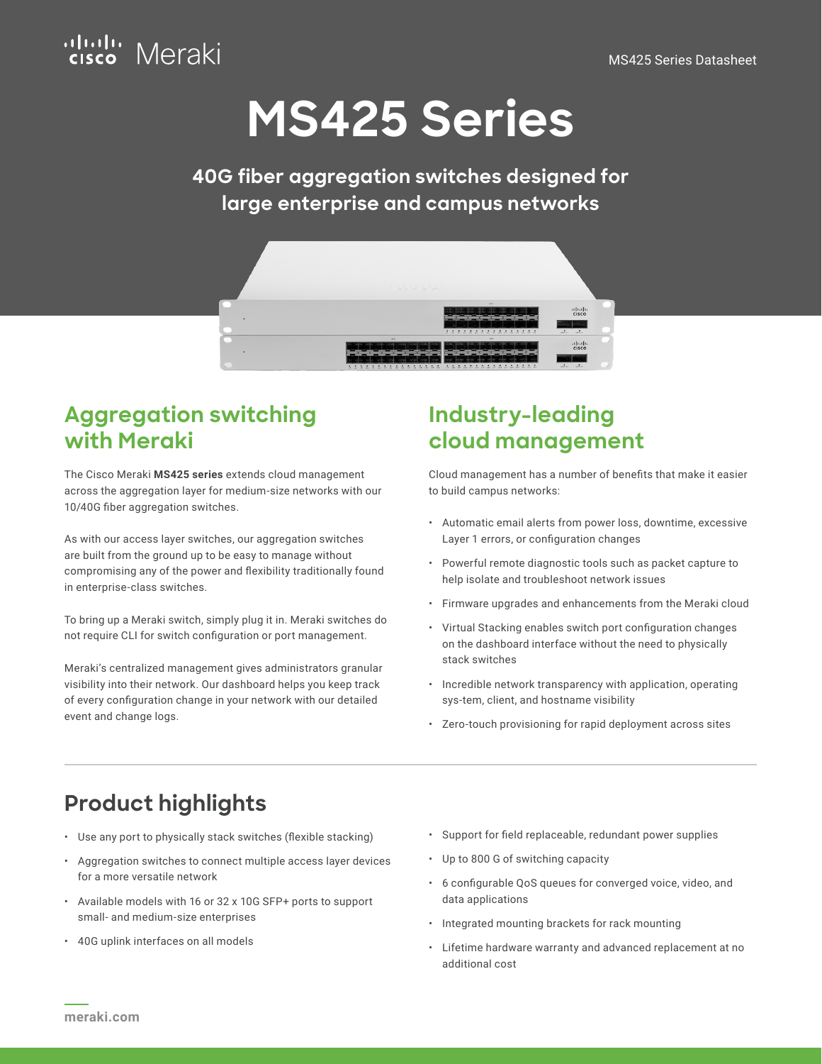# MS425 Series

**40G fiber aggregation switches designed for large enterprise and campus networks**

## Aggregation switching with Meraki

The Cisco Meraki **MS425 series** extends cloud management across the aggregation layer for medium-size networks with our 10/40G fiber aggregation switches.

As with our access layer switches, our aggregation switches are built from the ground up to be easy to manage without compromising any of the power and flexibility traditionally found in enterprise-class switches.

To bring up a Meraki switch, simply plug it in. Meraki switches do not require CLI for switch configuration or port management.

Meraki's centralized management gives administrators granular visibility into their network. Our dashboard helps you keep track of every configuration change in your network with our detailed event and change logs.

## Industry-leading cloud management

Cloud management has a number of benefits that make it easier to build campus networks:

- Automatic email alerts from power loss, downtime, excessive Layer 1 errors, or configuration changes
- Powerful remote diagnostic tools such as packet capture to help isolate and troubleshoot network issues
- Firmware upgrades and enhancements from the Meraki cloud
- Virtual Stacking enables switch port configuration changes on the dashboard interface without the need to physically stack switches
- Incredible network transparency with application, operating sys-tem, client, and hostname visibility
- Zero-touch provisioning for rapid deployment across sites

## Product highlights

- Use any port to physically stack switches (flexible stacking)
- Aggregation switches to connect multiple access layer devices for a more versatile network
- Available models with 16 or 32 x 10G SFP+ ports to support small- and medium-size enterprises
- 40G uplink interfaces on all models
- Support for field replaceable, redundant power supplies
- Up to 800 G of switching capacity
- 6 configurable QoS queues for converged voice, video, and data applications
- Integrated mounting brackets for rack mounting
- Lifetime hardware warranty and advanced replacement at no additional cost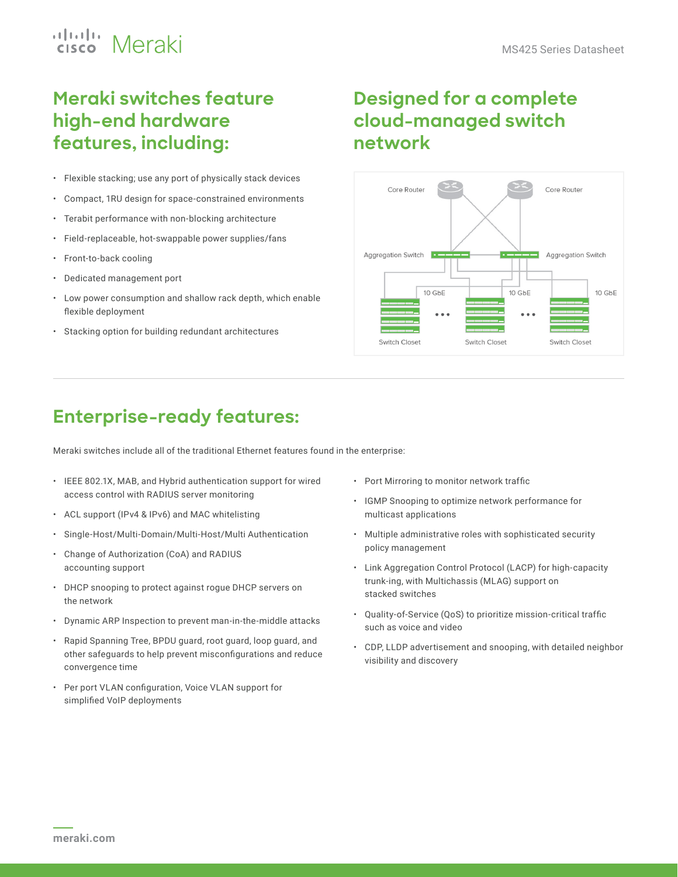## Meraki switches feature high-end hardware features, including:

- Flexible stacking; use any port of physically stack devices
- Compact, 1RU design for space-constrained environments
- Terabit performance with non-blocking architecture
- Field-replaceable, hot-swappable power supplies/fans
- Front-to-back cooling
- Dedicated management port
- Low power consumption and shallow rack depth, which enable flexible deployment
- Stacking option for building redundant architectures

## Designed for a complete cloud-managed switch network

Core Router, Core Router, Aggregation Switch, Aggregation Switch, 10 GbE, 10 GbE, 10 GbE, Switch Closet, Switch Closet, Switch Closet

## Enterprise-ready features:

Meraki switches include all of the traditional Ethernet features found in the enterprise:

- IEEE 802.1X, MAB, and Hybrid authentication support for wired access control with RADIUS server monitoring
- ACL support (IPv4 & IPv6) and MAC whitelisting
- Single-Host/Multi-Domain/Multi-Host/Multi Authentication
- Change of Authorization (CoA) and RADIUS accounting support
- DHCP snooping to protect against rogue DHCP servers on the network
- Dynamic ARP Inspection to prevent man-in-the-middle attacks
- Rapid Spanning Tree, BPDU guard, root guard, loop guard, and other safeguards to help prevent misconfigurations and reduce convergence time
- Per port VLAN configuration, Voice VLAN support for simplified VoIP deployments
- Port Mirroring to monitor network traffic
- IGMP Snooping to optimize network performance for multicast applications
- Multiple administrative roles with sophisticated security policy management
- Link Aggregation Control Protocol (LACP) for high-capacity trunk-ing, with Multichassis (MLAG) support on stacked switches
- Quality-of-Service (QoS) to prioritize mission-critical traffic such as voice and video
- CDP, LLDP advertisement and snooping, with detailed neighbor visibility and discovery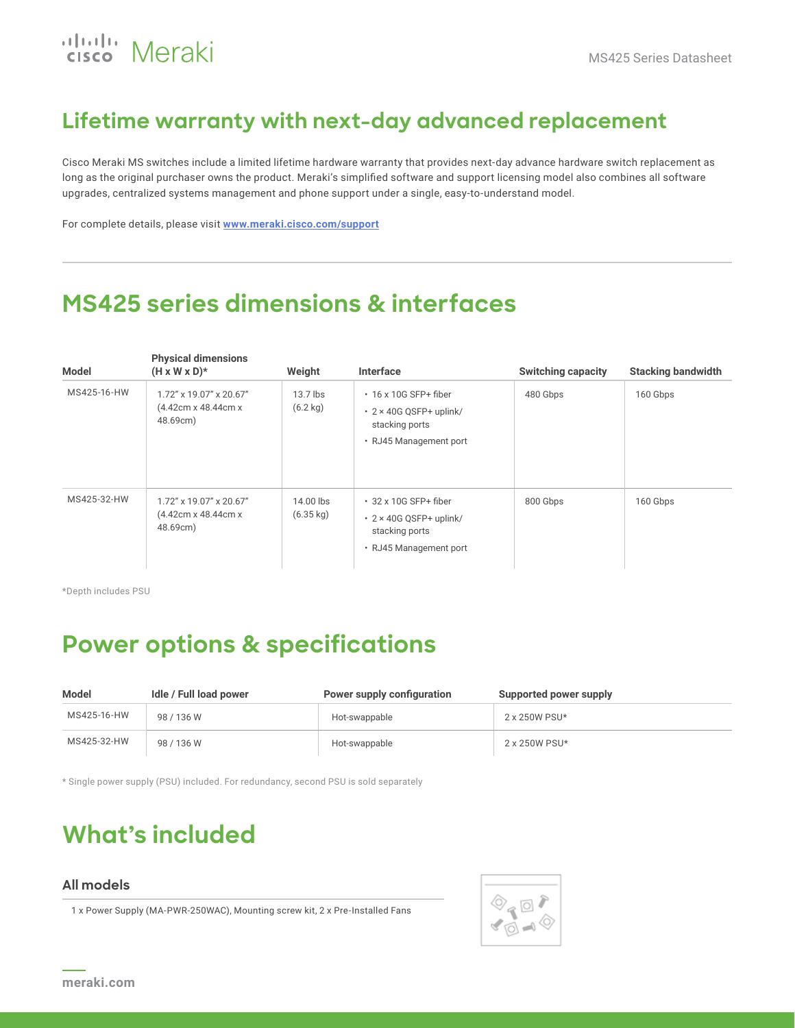## Lifetime warranty with next-day advanced replacement

Cisco Meraki MS switches include a limited lifetime hardware warranty that provides next-day advance hardware switch replacement as long as the original purchaser owns the product. Meraki's simplified software and support licensing model also combines all software upgrades, centralized systems management and phone support under a single, easy-to-understand model.

For complete details, please visit [www.meraki.cisco.com/support](www.meraki.cisco.com/support)

## MS425 series dimensions & interfaces

| Model | Physical dimensions (H x W x D)* | Weight | Interface | Switching capacity | Stacking bandwidth |
|---|---|---|---|---|---|
| MS425-16-HW | 1.72" x 19.07" x 20.67" (4.42cm x 48.44cm x 48.69cm) | 13.7 lbs (6.2 kg) | • 16 x 10G SFP+ fiber<br>• 2 × 40G QSFP+ uplink/ stacking ports<br>• RJ45 Management port | 480 Gbps | 160 Gbps |
| MS425-32-HW | 1.72" x 19.07" x 20.67" (4.42cm x 48.44cm x 48.69cm) | 14.00 lbs (6.35 kg) | • 32 x 10G SFP+ fiber<br>• 2 × 40G QSFP+ uplink/ stacking ports<br>• RJ45 Management port | 800 Gbps | 160 Gbps |

*Depth includes PSU

## Power options & specifications

| Model | Idle / Full load power | Power supply configuration | Supported power supply |
|---|---|---|---|
| MS425-16-HW | 98 / 136 W | Hot-swappable | 2 x 250W PSU* |
| MS425-32-HW | 98 / 136 W | Hot-swappable | 2 x 250W PSU* |

* Single power supply (PSU) included. For redundancy, second PSU is sold separately

## What's included

### All models

1 x Power Supply (MA-PWR-250WAC), Mounting screw kit, 2 x Pre-Installed Fans

meraki.com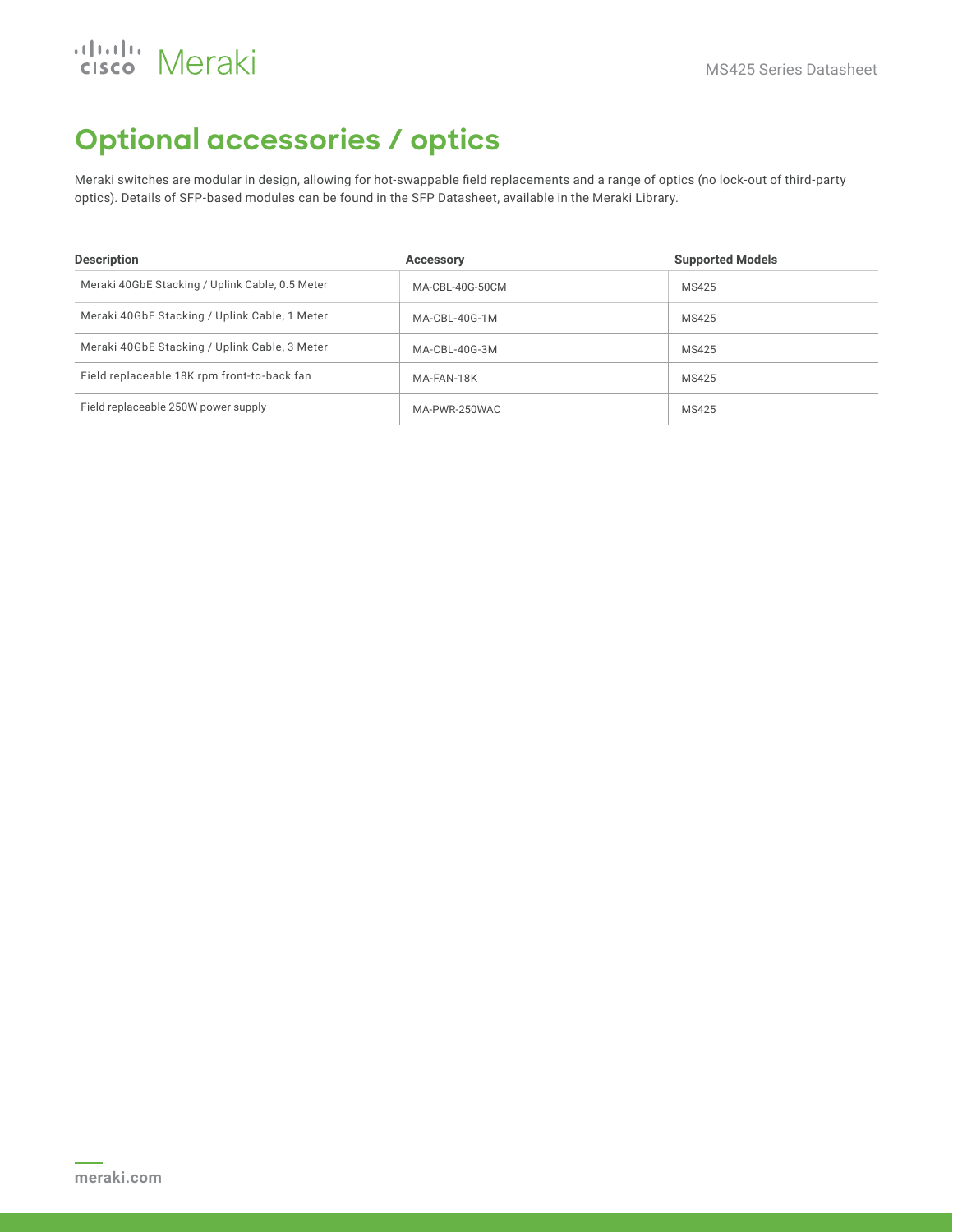# Optional accessories / optics

Meraki switches are modular in design, allowing for hot-swappable field replacements and a range of optics (no lock-out of third-party optics). Details of SFP-based modules can be found in the SFP Datasheet, available in the Meraki Library.

| Description | Accessory | Supported Models |
| --- | --- | --- |
| Meraki 40GbE Stacking / Uplink Cable, 0.5 Meter | MA-CBL-40G-50CM | MS425 |
| Meraki 40GbE Stacking / Uplink Cable, 1 Meter | MA-CBL-40G-1M | MS425 |
| Meraki 40GbE Stacking / Uplink Cable, 3 Meter | MA-CBL-40G-3M | MS425 |
| Field replaceable 18K rpm front-to-back fan | MA-FAN-18K | MS425 |
| Field replaceable 250W power supply | MA-PWR-250WAC | MS425 |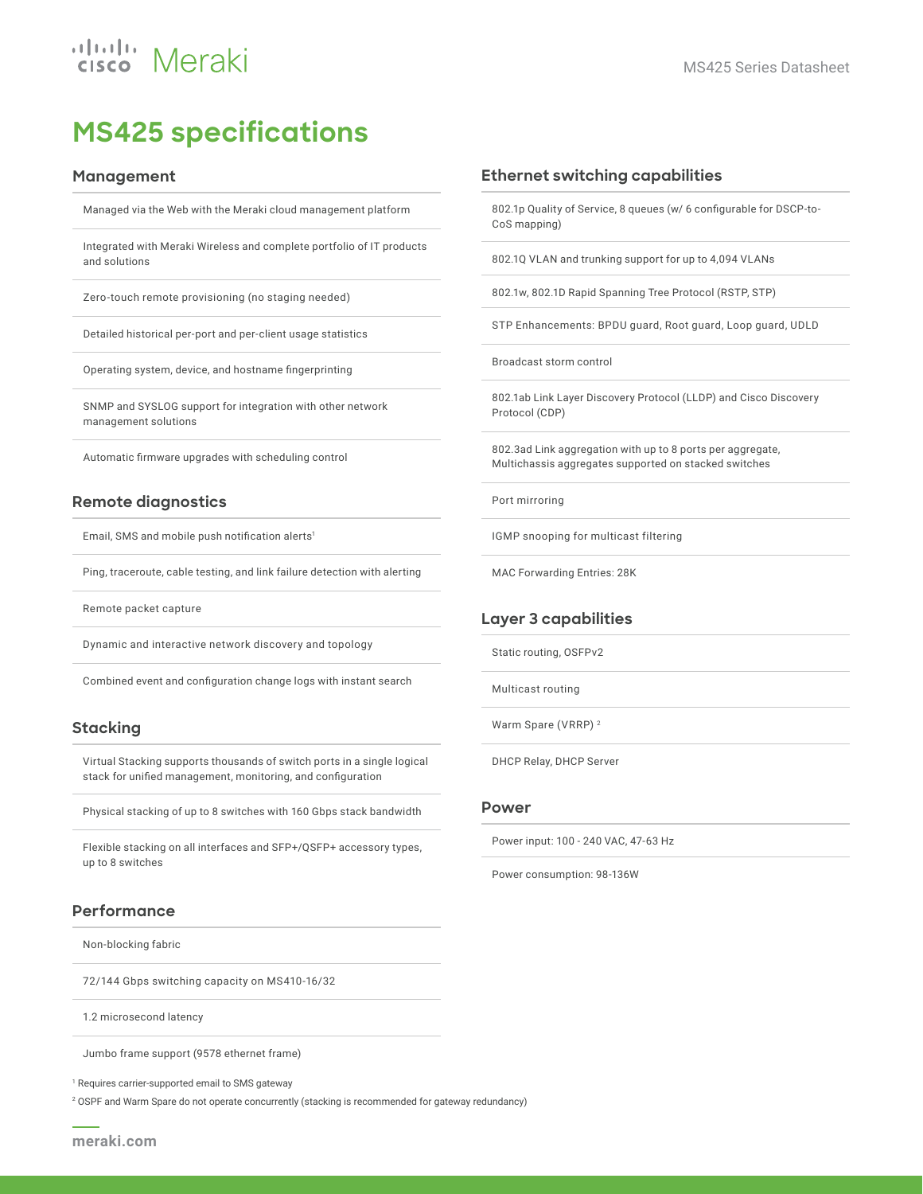# MS425 specifications

## Management

- Managed via the Web with the Meraki cloud management platform
- Integrated with Meraki Wireless and complete portfolio of IT products and solutions
- Zero-touch remote provisioning (no staging needed)
- Detailed historical per-port and per-client usage statistics
- Operating system, device, and hostname fingerprinting
- SNMP and SYSLOG support for integration with other network management solutions
- Automatic firmware upgrades with scheduling control

## Remote diagnostics

- Email, SMS and mobile push notification alerts[1]
- Ping, traceroute, cable testing, and link failure detection with alerting
- Remote packet capture
- Dynamic and interactive network discovery and topology
- Combined event and configuration change logs with instant search

## Stacking

- Virtual Stacking supports thousands of switch ports in a single logical stack for unified management, monitoring, and configuration
- Physical stacking of up to 8 switches with 160 Gbps stack bandwidth
- Flexible stacking on all interfaces and SFP+/QSFP+ accessory types, up to 8 switches

## Performance

- Non-blocking fabric
- 72/144 Gbps switching capacity on MS410-16/32
- 1.2 microsecond latency
- Jumbo frame support (9578 ethernet frame)

## Ethernet switching capabilities

- 802.1p Quality of Service, 8 queues (w/ 6 configurable for DSCP-to-CoS mapping)
- 802.1Q VLAN and trunking support for up to 4,094 VLANs
- 802.1w, 802.1D Rapid Spanning Tree Protocol (RSTP, STP)
- STP Enhancements: BPDU guard, Root guard, Loop guard, UDLD
- Broadcast storm control
- 802.1ab Link Layer Discovery Protocol (LLDP) and Cisco Discovery Protocol (CDP)
- 802.3ad Link aggregation with up to 8 ports per aggregate, Multichassis aggregates supported on stacked switches
- Port mirroring
- IGMP snooping for multicast filtering
- MAC Forwarding Entries: 28K

## Layer 3 capabilities

- Static routing, OSFPv2
- Multicast routing
- Warm Spare (VRRP) [2]
- DHCP Relay, DHCP Server

## Power

- Power input: 100 - 240 VAC, 47-63 Hz
- Power consumption: 98-136W

[1] Requires carrier-supported email to SMS gateway

[2] OSPF and Warm Spare do not operate concurrently (stacking is recommended for gateway redundancy)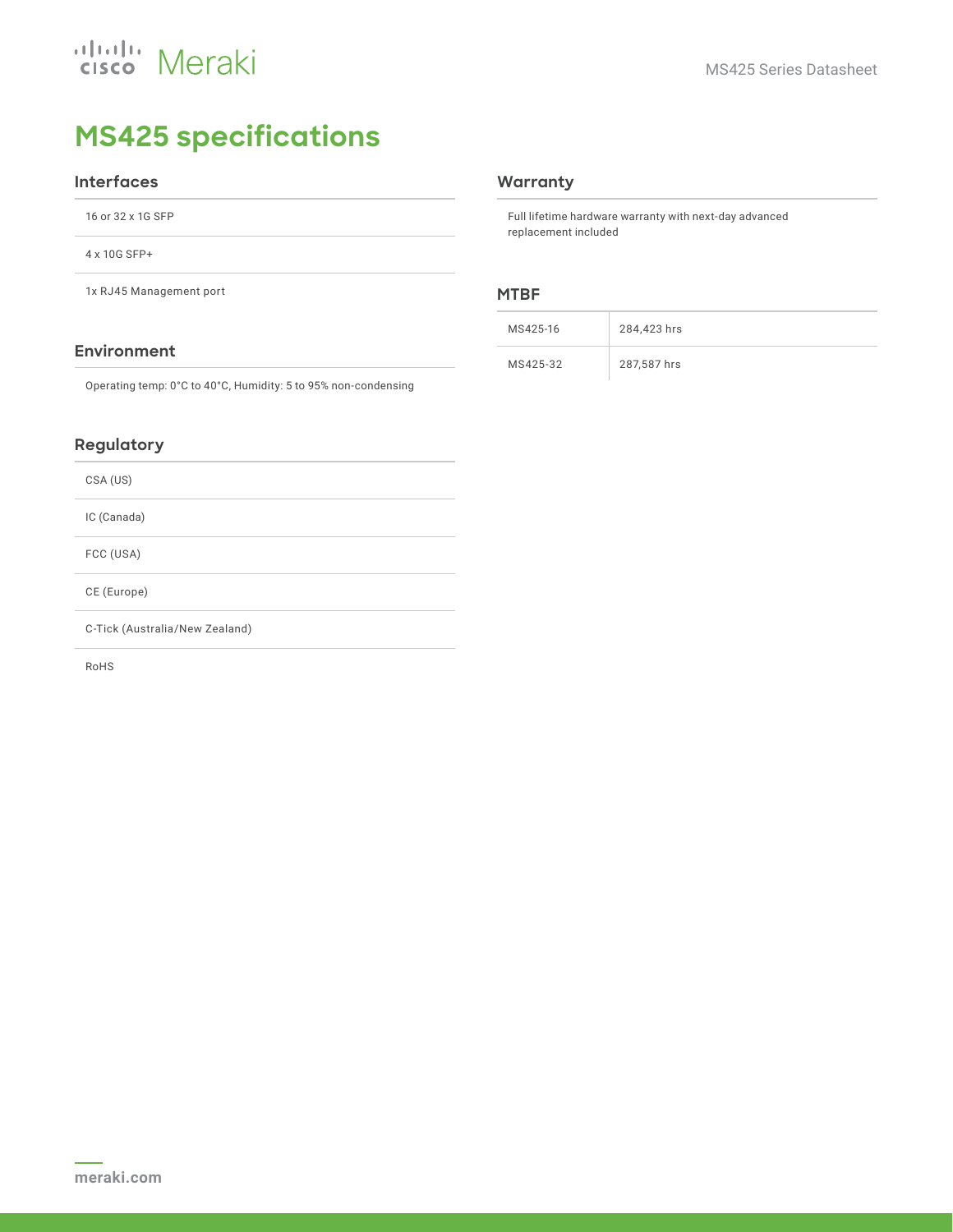# MS425 specifications

## Interfaces

16 or 32 x 1G SFP

4 x 10G SFP+

1x RJ45 Management port

## Environment

Operating temp: 0°C to 40°C, Humidity: 5 to 95% non-condensing

## Regulatory

CSA (US)

IC (Canada)

FCC (USA)

CE (Europe)

C-Tick (Australia/New Zealand)

RoHS

## Warranty

Full lifetime hardware warranty with next-day advanced replacement included

## MTBF

| | |
|---|---|
| MS425-16 | 284,423 hrs |
| MS425-32 | 287,587 hrs |